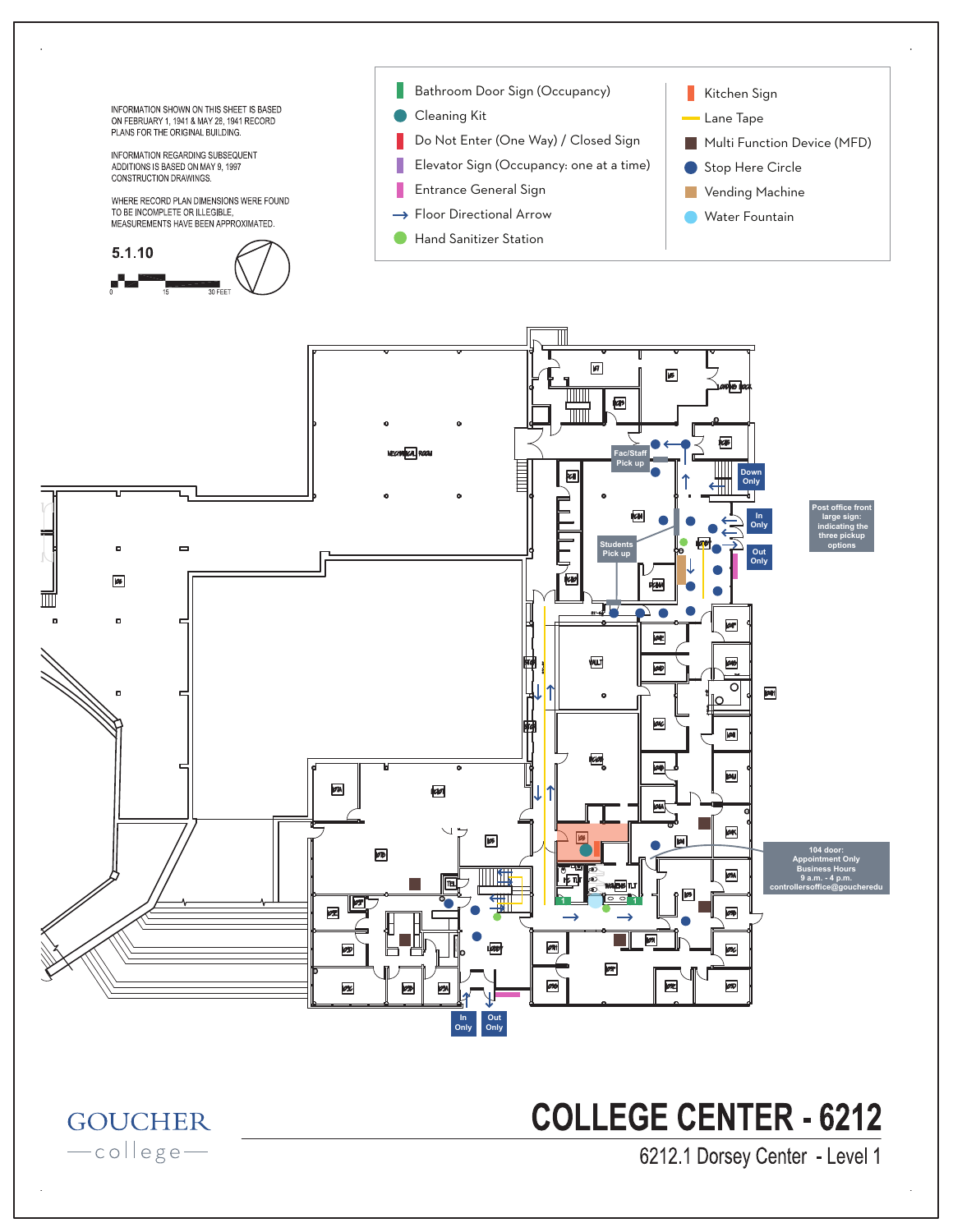INFORMATION SHOWN ON THIS SHEET IS BASED ON FEBRUARY 1, 1941 & MAY 28, 1941 RECORD PLANS FOR THE ORIGINAL BUILDING.

INFORMATION REGARDING SUBSEQUENT ADDITIONS IS BASED ON MAY 9, 1997 CONSTRUCTION DRAWINGS.

WHERE RECORD PLAN DIMENSIONS WERE FOUND TO BE INCOMPLETE OR ILLEGIBLE, MEASUREMENTS HAVE BEEN APPROXIMATED.

**5.1.10**

0 15 30 FEET

- Bathroom Door Sign (Occupancy)
- Cleaning Kit
- Do Not Enter (One Way) / Closed Sign
- Elevator Sign (Occupancy: one at a time)
- Entrance General Sign
- Floor Directional Arrow
- Hand Sanitizer Station
- Kitchen Sign
- Lane Tape
- Multi Function Device (MFD)
- Stop Here Circle
- Vending Machine
- Water Fountain

Fac/Staff Pick up

Students Pick up

Down Only

In Only

Out Only

Post office front large sign: indicating the three pickup options

104 door: Appointment Only Business Hours 9 a.m. - 4 p.m. controllersoffice@goucheredu

In Only

Out Only

GOUCHER college

# COLLEGE CENTER - 6212

6212.1 Dorsey Center - Level 1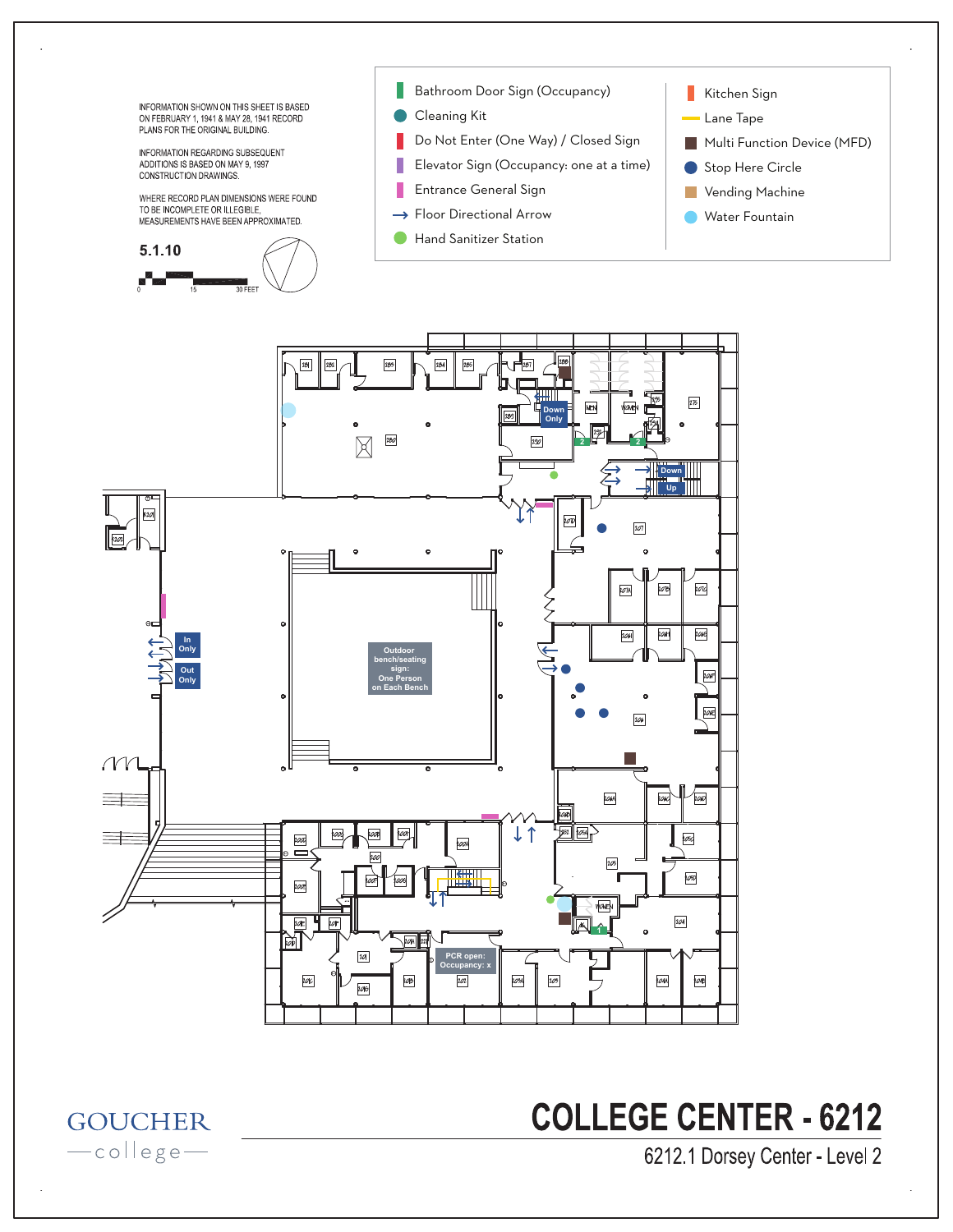INFORMATION SHOWN ON THIS SHEET IS BASED ON FEBRUARY 1, 1941 & MAY 28, 1941 RECORD PLANS FOR THE ORIGINAL BUILDING.

INFORMATION REGARDING SUBSEQUENT ADDITIONS IS BASED ON MAY 9, 1997 CONSTRUCTION DRAWINGS.

WHERE RECORD PLAN DIMENSIONS WERE FOUND TO BE INCOMPLETE OR ILLEGIBLE, MEASUREMENTS HAVE BEEN APPROXIMATED.

**5.1.10**

0 15 30 FEET

- Bathroom Door Sign (Occupancy)
- Cleaning Kit
- Do Not Enter (One Way) / Closed Sign
- Elevator Sign (Occupancy: one at a time)
- Entrance General Sign
- Floor Directional Arrow
- Hand Sanitizer Station
- Kitchen Sign
- Lane Tape
- Multi Function Device (MFD)
- Stop Here Circle
- Vending Machine
- Water Fountain

Down Only

Down

Up

In Only

Out Only

Outdoor bench/seating sign: One Person on Each Bench

PCR open: Occupancy: x

GOUCHER college

# COLLEGE CENTER - 6212

6212.1 Dorsey Center - Level 2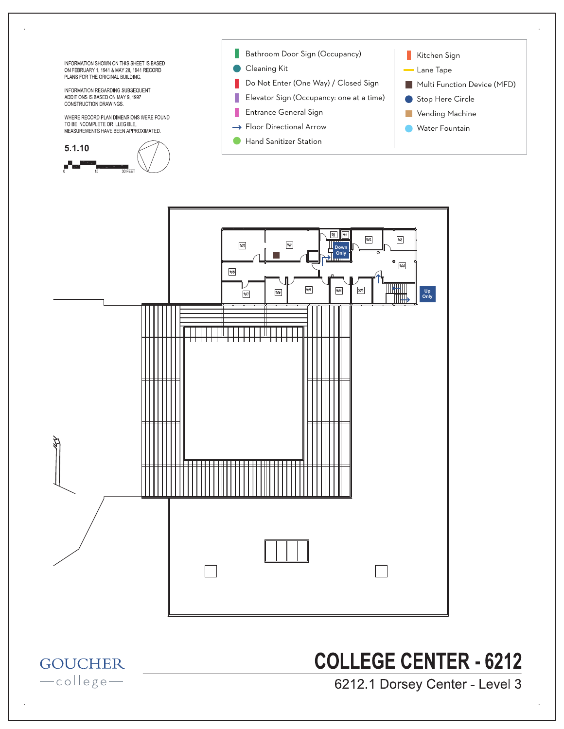INFORMATION SHOWN ON THIS SHEET IS BASED ON FEBRUARY 1, 1941 & MAY 28, 1941 RECORD PLANS FOR THE ORIGINAL BUILDING.

INFORMATION REGARDING SUBSEQUENT ADDITIONS IS BASED ON MAY 9, 1997 CONSTRUCTION DRAWINGS.

WHERE RECORD PLAN DIMENSIONS WERE FOUND TO BE INCOMPLETE OR ILLEGIBLE, MEASUREMENTS HAVE BEEN APPROXIMATED.

**5.1.10**

0 15 30 FEET

- Bathroom Door Sign (Occupancy)
- Cleaning Kit
- Do Not Enter (One Way) / Closed Sign
- Elevator Sign (Occupancy: one at a time)
- Entrance General Sign
- Floor Directional Arrow
- Hand Sanitizer Station
- Kitchen Sign
- Lane Tape
- Multi Function Device (MFD)
- Stop Here Circle
- Vending Machine
- Water Fountain

Down Only

Up Only

GOUCHER college

# COLLEGE CENTER - 6212

6212.1 Dorsey Center - Level 3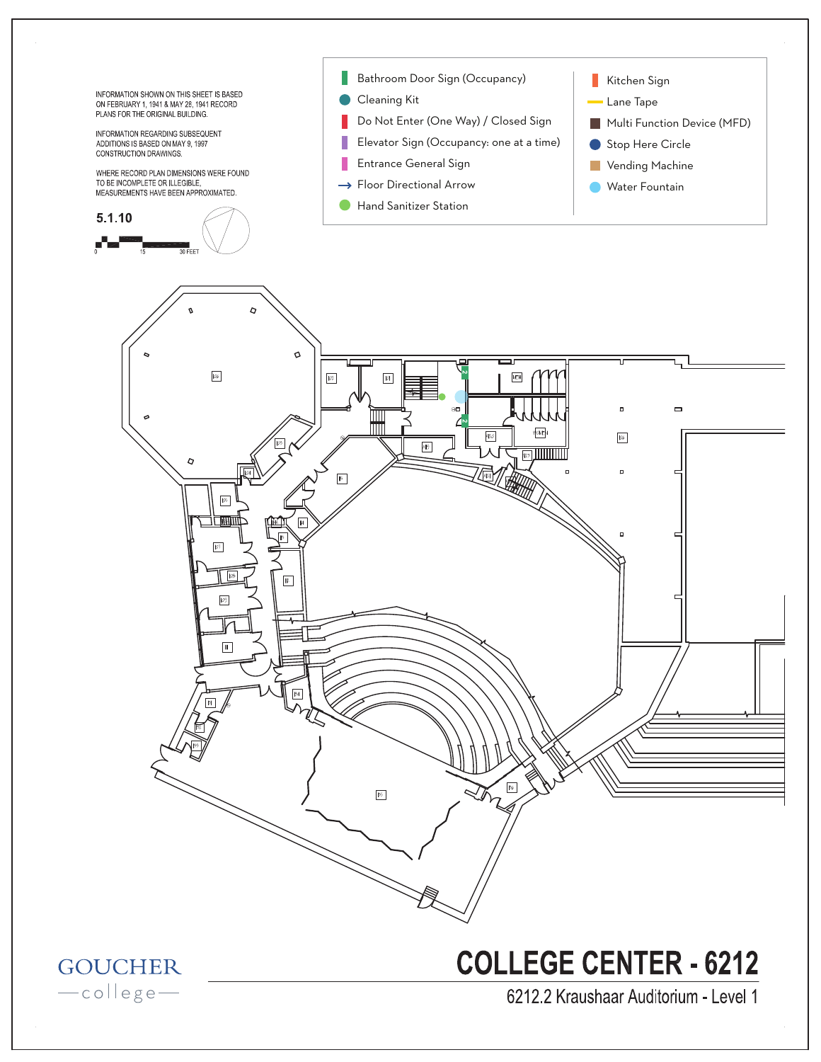INFORMATION SHOWN ON THIS SHEET IS BASED ON FEBRUARY 1, 1941 & MAY 28, 1941 RECORD PLANS FOR THE ORIGINAL BUILDING.

INFORMATION REGARDING SUBSEQUENT ADDITIONS IS BASED ON MAY 9, 1997 CONSTRUCTION DRAWINGS.

WHERE RECORD PLAN DIMENSIONS WERE FOUND TO BE INCOMPLETE OR ILLEGIBLE, MEASUREMENTS HAVE BEEN APPROXIMATED.

**5.1.10**

0 15 30 FEET

- Bathroom Door Sign (Occupancy)
- Cleaning Kit
- Do Not Enter (One Way) / Closed Sign
- Elevator Sign (Occupancy: one at a time)
- Entrance General Sign
- Floor Directional Arrow
- Hand Sanitizer Station
- Kitchen Sign
- Lane Tape
- Multi Function Device (MFD)
- Stop Here Circle
- Vending Machine
- Water Fountain

GOUCHER college

# COLLEGE CENTER - 6212

6212.2 Kraushaar Auditorium - Level 1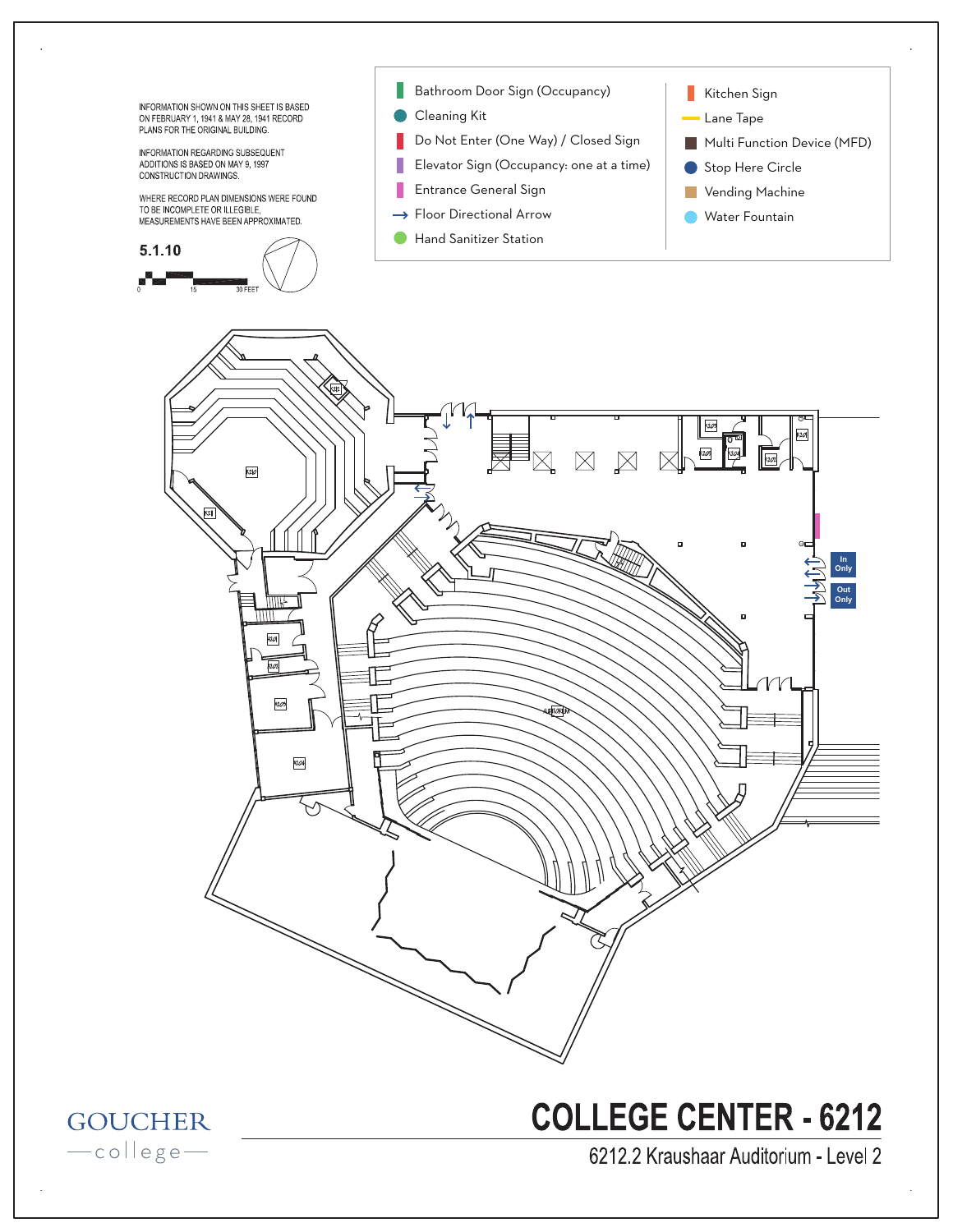INFORMATION SHOWN ON THIS SHEET IS BASED ON FEBRUARY 1, 1941 & MAY 28, 1941 RECORD PLANS FOR THE ORIGINAL BUILDING.

INFORMATION REGARDING SUBSEQUENT ADDITIONS IS BASED ON MAY 9, 1997 CONSTRUCTION DRAWINGS.

WHERE RECORD PLAN DIMENSIONS WERE FOUND TO BE INCOMPLETE OR ILLEGIBLE, MEASUREMENTS HAVE BEEN APPROXIMATED.

**5.1.10**

0 15 30 FEET

- Bathroom Door Sign (Occupancy)
- Cleaning Kit
- Do Not Enter (One Way) / Closed Sign
- Elevator Sign (Occupancy: one at a time)
- Entrance General Sign
- Floor Directional Arrow
- Hand Sanitizer Station
- Kitchen Sign
- Lane Tape
- Multi Function Device (MFD)
- Stop Here Circle
- Vending Machine
- Water Fountain

In Only

Out Only

AUDITORIUM

GOUCHER college

# COLLEGE CENTER - 6212

6212.2 Kraushaar Auditorium - Level 2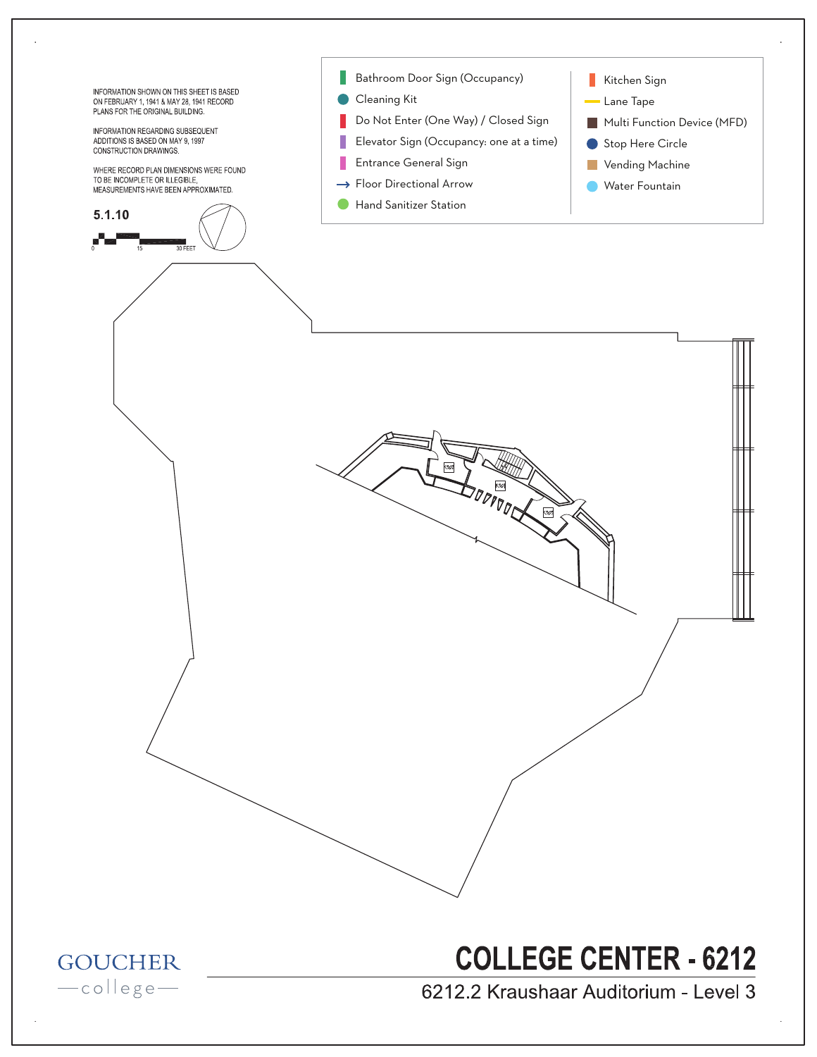INFORMATION SHOWN ON THIS SHEET IS BASED ON FEBRUARY 1, 1941 & MAY 28, 1941 RECORD PLANS FOR THE ORIGINAL BUILDING.

INFORMATION REGARDING SUBSEQUENT ADDITIONS IS BASED ON MAY 9, 1997 CONSTRUCTION DRAWINGS.

WHERE RECORD PLAN DIMENSIONS WERE FOUND TO BE INCOMPLETE OR ILLEGIBLE, MEASUREMENTS HAVE BEEN APPROXIMATED.

**5.1.10**

0 15 30 FEET

- Bathroom Door Sign (Occupancy)
- Cleaning Kit
- Do Not Enter (One Way) / Closed Sign
- Elevator Sign (Occupancy: one at a time)
- Entrance General Sign
- Floor Directional Arrow
- Hand Sanitizer Station
- Kitchen Sign
- Lane Tape
- Multi Function Device (MFD)
- Stop Here Circle
- Vending Machine
- Water Fountain

GOUCHER college

# COLLEGE CENTER - 6212

## 6212.2 Kraushaar Auditorium - Level 3